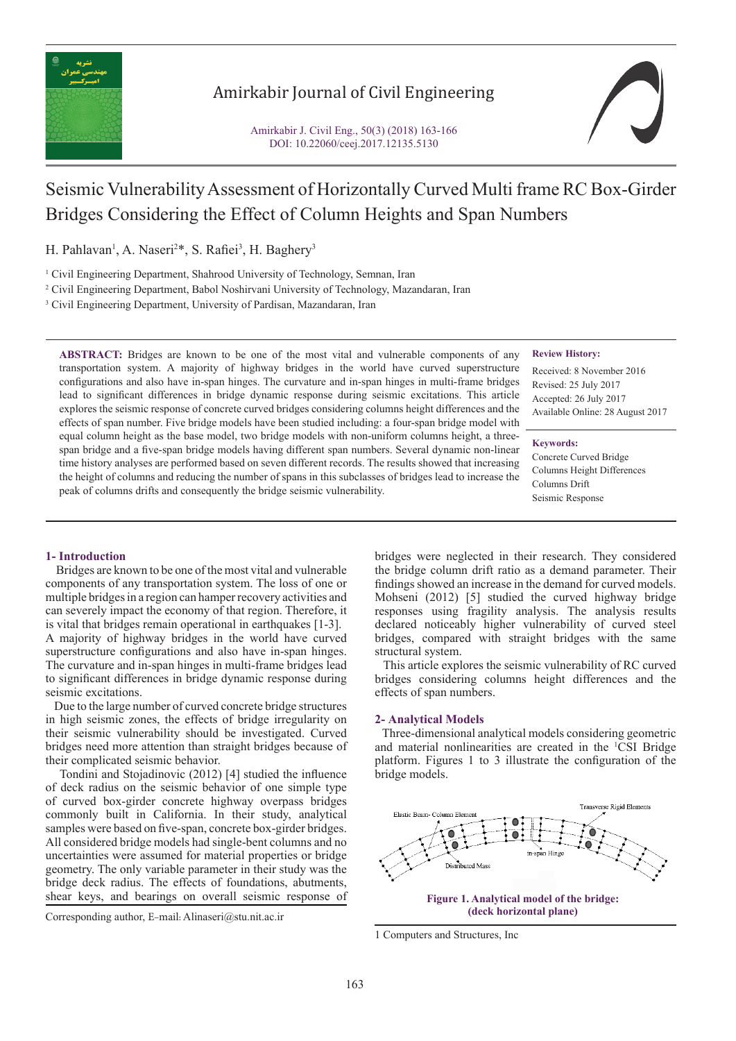# Seismic Vulnerability Assessment of Horizontally Curved Multi frame RC Box-Girder Bridges Considering the Effect of Column Heights and Span Numbers

H. Pahlavan[1], A. Naseri[2]*, S. Rafiei[3], H. Baghery[3]

[1] Civil Engineering Department, Shahrood University of Technology, Semnan, Iran

[2] Civil Engineering Department, Babol Noshirvani University of Technology, Mazandaran, Iran

[3] Civil Engineering Department, University of Pardisan, Mazandaran, Iran

**ABSTRACT:** Bridges are known to be one of the most vital and vulnerable components of any transportation system. A majority of highway bridges in the world have curved superstructure configurations and also have in-span hinges. The curvature and in-span hinges in multi-frame bridges lead to significant differences in bridge dynamic response during seismic excitations. This article explores the seismic response of concrete curved bridges considering columns height differences and the effects of span number. Five bridge models have been studied including: a four-span bridge model with equal column height as the base model, two bridge models with non-uniform columns height, a three-span bridge and a five-span bridge models having different span numbers. Several dynamic non-linear time history analyses are performed based on seven different records. The results showed that increasing the height of columns and reducing the number of spans in this subclasses of bridges lead to increase the peak of columns drifts and consequently the bridge seismic vulnerability.

**Review History:**

Received: 8 November 2016
Revised: 25 July 2017
Accepted: 26 July 2017
Available Online: 28 August 2017

**Keywords:**

Concrete Curved Bridge
Columns Height Differences
Columns Drift
Seismic Response

## 1- Introduction

Bridges are known to be one of the most vital and vulnerable components of any transportation system. The loss of one or multiple bridges in a region can hamper recovery activities and can severely impact the economy of that region. Therefore, it is vital that bridges remain operational in earthquakes [1-3]. A majority of highway bridges in the world have curved superstructure configurations and also have in-span hinges. The curvature and in-span hinges in multi-frame bridges lead to significant differences in bridge dynamic response during seismic excitations.

Due to the large number of curved concrete bridge structures in high seismic zones, the effects of bridge irregularity on their seismic vulnerability should be investigated. Curved bridges need more attention than straight bridges because of their complicated seismic behavior.

Tondini and Stojadinovic (2012) [4] studied the influence of deck radius on the seismic behavior of one simple type of curved box-girder concrete highway overpass bridges commonly built in California. In their study, analytical samples were based on five-span, concrete box-girder bridges. All considered bridge models had single-bent columns and no uncertainties were assumed for material properties or bridge geometry. The only variable parameter in their study was the bridge deck radius. The effects of foundations, abutments, shear keys, and bearings on overall seismic response of bridges were neglected in their research. They considered the bridge column drift ratio as a demand parameter. Their findings showed an increase in the demand for curved models. Mohseni (2012) [5] studied the curved highway bridge responses using fragility analysis. The analysis results declared noticeably higher vulnerability of curved steel bridges, compared with straight bridges with the same structural system.

This article explores the seismic vulnerability of RC curved bridges considering columns height differences and the effects of span numbers.

## 2- Analytical Models

Three-dimensional analytical models considering geometric and material nonlinearities are created in the [1]CSI Bridge platform. Figures 1 to 3 illustrate the configuration of the bridge models.

**Figure 1. Analytical model of the bridge: (deck horizontal plane)**

Corresponding author, E-mail: Alinaseri@stu.nit.ac.ir

1 Computers and Structures, Inc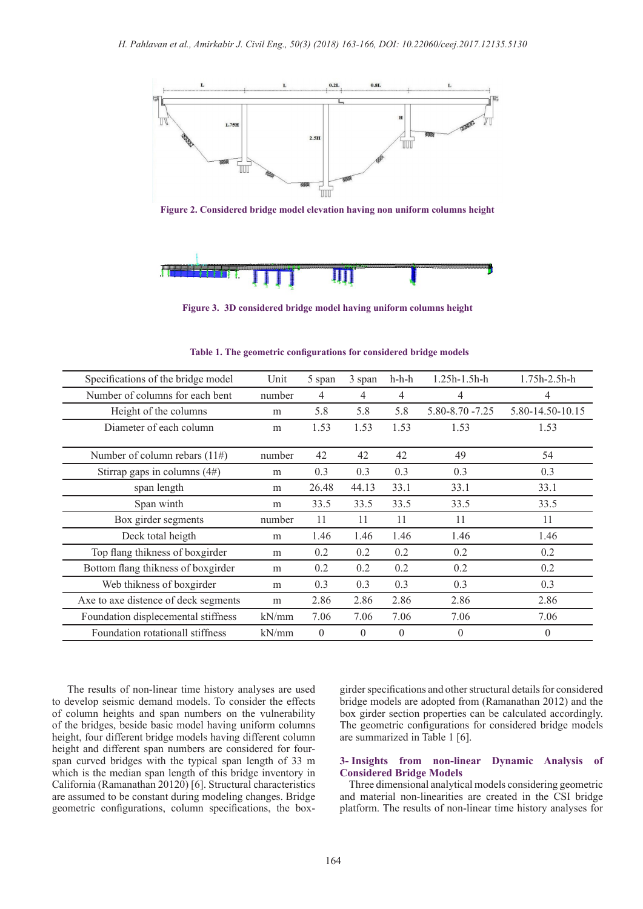Figure 2. Considered bridge model elevation having non uniform columns height

Figure 3. 3D considered bridge model having uniform columns height

Table 1. The geometric configurations for considered bridge models

| Specifications of the bridge model | Unit | 5 span | 3 span | h-h-h | 1.25h-1.5h-h | 1.75h-2.5h-h |
|---|---|---|---|---|---|---|
| Number of columns for each bent | number | 4 | 4 | 4 | 4 | 4 |
| Height of the columns | m | 5.8 | 5.8 | 5.8 | 5.80-8.70 -7.25 | 5.80-14.50-10.15 |
| Diameter of each column | m | 1.53 | 1.53 | 1.53 | 1.53 | 1.53 |
| Number of column rebars (11#) | number | 42 | 42 | 42 | 49 | 54 |
| Stirrap gaps in columns (4#) | m | 0.3 | 0.3 | 0.3 | 0.3 | 0.3 |
| span length | m | 26.48 | 44.13 | 33.1 | 33.1 | 33.1 |
| Span winth | m | 33.5 | 33.5 | 33.5 | 33.5 | 33.5 |
| Box girder segments | number | 11 | 11 | 11 | 11 | 11 |
| Deck total heigth | m | 1.46 | 1.46 | 1.46 | 1.46 | 1.46 |
| Top flang thikness of boxgirder | m | 0.2 | 0.2 | 0.2 | 0.2 | 0.2 |
| Bottom flang thikness of boxgirder | m | 0.2 | 0.2 | 0.2 | 0.2 | 0.2 |
| Web thikness of boxgirder | m | 0.3 | 0.3 | 0.3 | 0.3 | 0.3 |
| Axe to axe distence of deck segments | m | 2.86 | 2.86 | 2.86 | 2.86 | 2.86 |
| Foundation displecement stiffness | kN/mm | 7.06 | 7.06 | 7.06 | 7.06 | 7.06 |
| Foundation rotationall stiffness | kN/mm | 0 | 0 | 0 | 0 | 0 |

The results of non-linear time history analyses are used to develop seismic demand models. To consider the effects of column heights and span numbers on the vulnerability of the bridges, beside basic model having uniform columns height, four different bridge models having different column height and different span numbers are considered for four-span curved bridges with the typical span length of 33 m which is the median span length of this bridge inventory in California (Ramanathan 20120) [6]. Structural characteristics are assumed to be constant during modeling changes. Bridge geometric configurations, column specifications, the box-girder specifications and other structural details for considered bridge models are adopted from (Ramanathan 2012) and the box girder section properties can be calculated accordingly. The geometric configurations for considered bridge models are summarized in Table 1 [6].

## 3- Insights from non-linear Dynamic Analysis of Considered Bridge Models

Three dimensional analytical models considering geometric and material non-linearities are created in the CSI bridge platform. The results of non-linear time history analyses for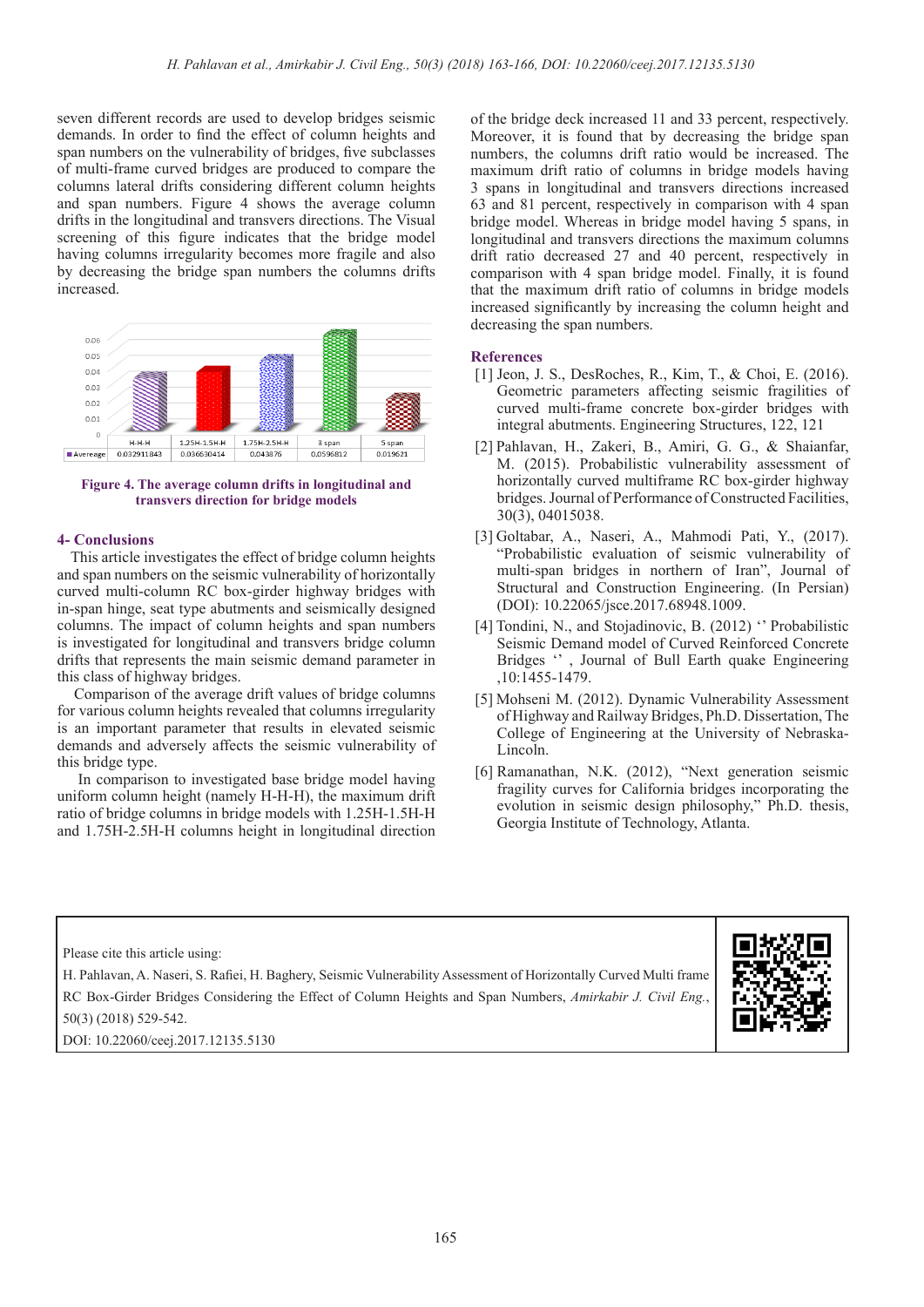seven different records are used to develop bridges seismic demands. In order to find the effect of column heights and span numbers on the vulnerability of bridges, five subclasses of multi-frame curved bridges are produced to compare the columns lateral drifts considering different column heights and span numbers. Figure 4 shows the average column drifts in the longitudinal and transvers directions. The Visual screening of this figure indicates that the bridge model having columns irregularity becomes more fragile and also by decreasing the bridge span numbers the columns drifts increased.

0.06
0.05
0.04
0.03
0.02
0.01
0

H-H-H
1.25H-1.5H-H
1.75H-2.5H-H
3 span
5 span

Avereage
0.032911843
0.036630414
0.043876
0.0596812
0.019621

**Figure 4. The average column drifts in longitudinal and transvers direction for bridge models**

## 4- Conclusions

This article investigates the effect of bridge column heights and span numbers on the seismic vulnerability of horizontally curved multi-column RC box-girder highway bridges with in-span hinge, seat type abutments and seismically designed columns. The impact of column heights and span numbers is investigated for longitudinal and transvers bridge column drifts that represents the main seismic demand parameter in this class of highway bridges.

Comparison of the average drift values of bridge columns for various column heights revealed that columns irregularity is an important parameter that results in elevated seismic demands and adversely affects the seismic vulnerability of this bridge type.

In comparison to investigated base bridge model having uniform column height (namely H-H-H), the maximum drift ratio of bridge columns in bridge models with 1.25H-1.5H-H and 1.75H-2.5H-H columns height in longitudinal direction of the bridge deck increased 11 and 33 percent, respectively. Moreover, it is found that by decreasing the bridge span numbers, the columns drift ratio would be increased. The maximum drift ratio of columns in bridge models having 3 spans in longitudinal and transvers directions increased 63 and 81 percent, respectively in comparison with 4 span bridge model. Whereas in bridge model having 5 spans, in longitudinal and transvers directions the maximum columns drift ratio decreased 27 and 40 percent, respectively in comparison with 4 span bridge model. Finally, it is found that the maximum drift ratio of columns in bridge models increased significantly by increasing the column height and decreasing the span numbers.

## References

[1] Jeon, J. S., DesRoches, R., Kim, T., & Choi, E. (2016). Geometric parameters affecting seismic fragilities of curved multi-frame concrete box-girder bridges with integral abutments. Engineering Structures, 122, 121

[2] Pahlavan, H., Zakeri, B., Amiri, G. G., & Shaianfar, M. (2015). Probabilistic vulnerability assessment of horizontally curved multiframe RC box-girder highway bridges. Journal of Performance of Constructed Facilities, 30(3), 04015038.

[3] Goltabar, A., Naseri, A., Mahmodi Pati, Y., (2017). “Probabilistic evaluation of seismic vulnerability of multi-span bridges in northern of Iran”, Journal of Structural and Construction Engineering. (In Persian) (DOI): 10.22065/jsce.2017.68948.1009.

[4] Tondini, N., and Stojadinovic, B. (2012) ‘’ Probabilistic Seismic Demand model of Curved Reinforced Concrete Bridges ‘’ , Journal of Bull Earth quake Engineering ,10:1455-1479.

[5] Mohseni M. (2012). Dynamic Vulnerability Assessment of Highway and Railway Bridges, Ph.D. Dissertation, The College of Engineering at the University of Nebraska-Lincoln.

[6] Ramanathan, N.K. (2012), “Next generation seismic fragility curves for California bridges incorporating the evolution in seismic design philosophy,” Ph.D. thesis, Georgia Institute of Technology, Atlanta.

Please cite this article using:

H. Pahlavan, A. Naseri, S. Rafiei, H. Baghery, Seismic Vulnerability Assessment of Horizontally Curved Multi frame RC Box-Girder Bridges Considering the Effect of Column Heights and Span Numbers, *Amirkabir J. Civil Eng.*, 50(3) (2018) 529-542.

DOI: 10.22060/ceej.2017.12135.5130